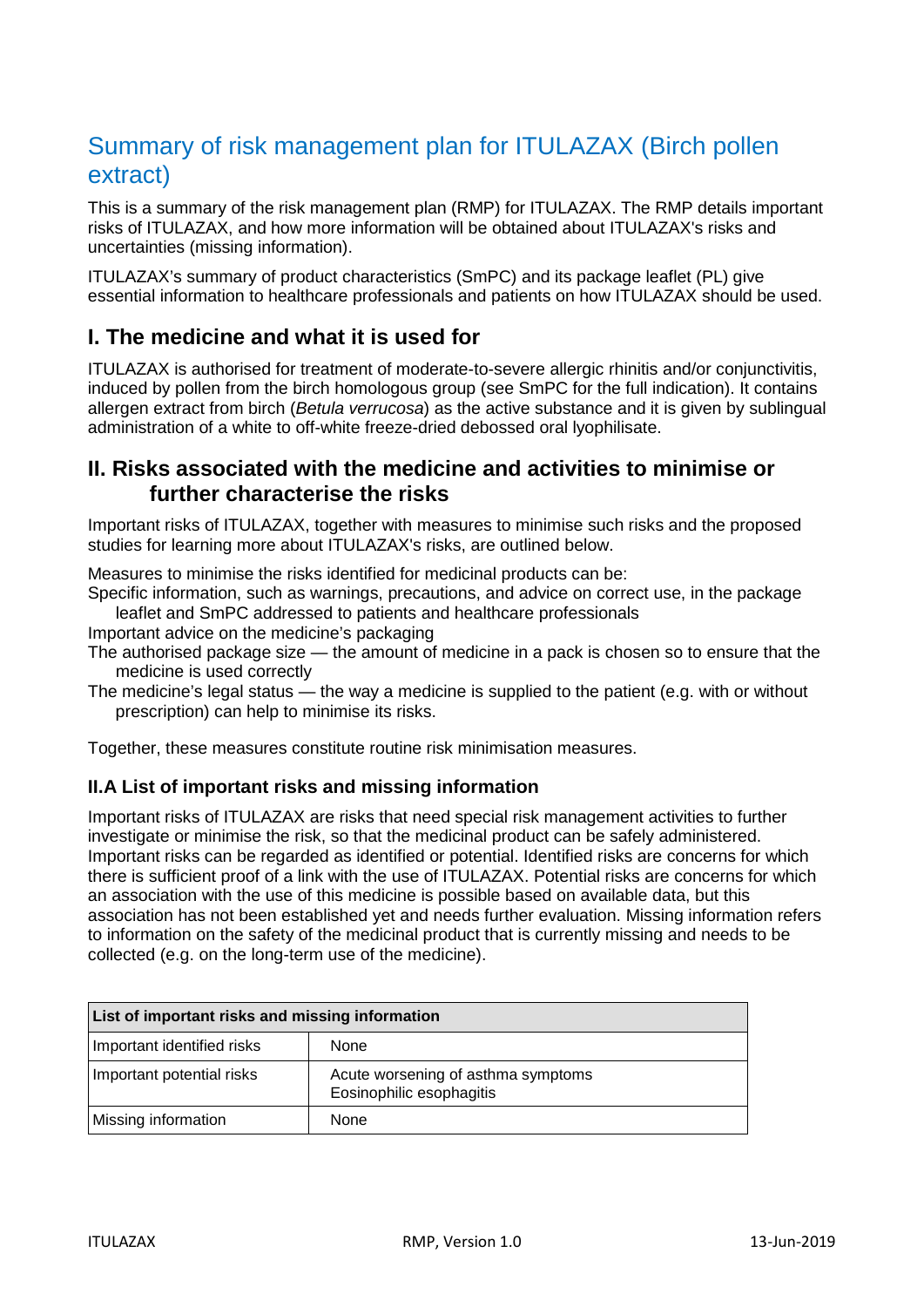# Summary of risk management plan for ITULAZAX (Birch pollen extract)

This is a summary of the risk management plan (RMP) for ITULAZAX. The RMP details important risks of ITULAZAX, and how more information will be obtained about ITULAZAX's risks and uncertainties (missing information).

ITULAZAX's summary of product characteristics (SmPC) and its package leaflet (PL) give essential information to healthcare professionals and patients on how ITULAZAX should be used.

## I. The medicine and what it is used for

ITULAZAX is authorised for treatment of moderate-to-severe allergic rhinitis and/or conjunctivitis, induced by pollen from the birch homologous group (see SmPC for the full indication). It contains allergen extract from birch (*Betula verrucosa*) as the active substance and it is given by sublingual administration of a white to off-white freeze-dried debossed oral lyophilisate.

## II. Risks associated with the medicine and activities to minimise or further characterise the risks

Important risks of ITULAZAX, together with measures to minimise such risks and the proposed studies for learning more about ITULAZAX's risks, are outlined below.

Measures to minimise the risks identified for medicinal products can be:

Specific information, such as warnings, precautions, and advice on correct use, in the package leaflet and SmPC addressed to patients and healthcare professionals

Important advice on the medicine's packaging

The authorised package size — the amount of medicine in a pack is chosen so to ensure that the medicine is used correctly

The medicine's legal status — the way a medicine is supplied to the patient (e.g. with or without prescription) can help to minimise its risks.

Together, these measures constitute routine risk minimisation measures.

### II.A List of important risks and missing information

Important risks of ITULAZAX are risks that need special risk management activities to further investigate or minimise the risk, so that the medicinal product can be safely administered. Important risks can be regarded as identified or potential. Identified risks are concerns for which there is sufficient proof of a link with the use of ITULAZAX. Potential risks are concerns for which an association with the use of this medicine is possible based on available data, but this association has not been established yet and needs further evaluation. Missing information refers to information on the safety of the medicinal product that is currently missing and needs to be collected (e.g. on the long-term use of the medicine).

| **List of important risks and missing information** | |
|---|---|
| Important identified risks | None |
| Important potential risks | Acute worsening of asthma symptoms<br>Eosinophilic esophagitis |
| Missing information | None |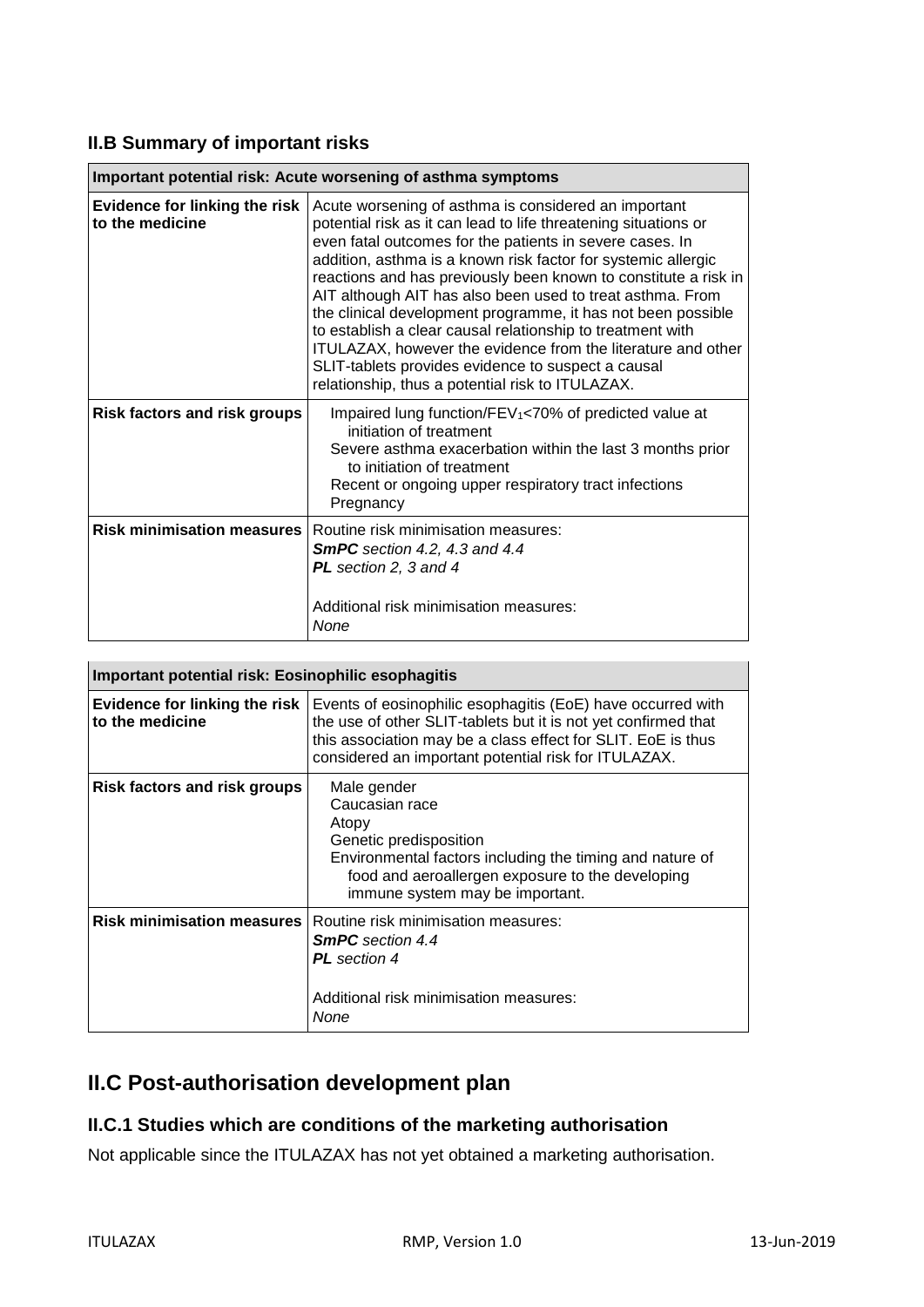### II.B Summary of important risks

| Important potential risk: Acute worsening of asthma symptoms | |
|---|---|
| **Evidence for linking the risk to the medicine** | Acute worsening of asthma is considered an important potential risk as it can lead to life threatening situations or even fatal outcomes for the patients in severe cases. In addition, asthma is a known risk factor for systemic allergic reactions and has previously been known to constitute a risk in AIT although AIT has also been used to treat asthma. From the clinical development programme, it has not been possible to establish a clear causal relationship to treatment with ITULAZAX, however the evidence from the literature and other SLIT-tablets provides evidence to suspect a causal relationship, thus a potential risk to ITULAZAX. |
| **Risk factors and risk groups** | Impaired lung function/$FEV_1$<70% of predicted value at initiation of treatment<br>Severe asthma exacerbation within the last 3 months prior to initiation of treatment<br>Recent or ongoing upper respiratory tract infections<br>Pregnancy |
| **Risk minimisation measures** | Routine risk minimisation measures:<br>***SmPC** section 4.2, 4.3 and 4.4*<br>***PL** section 2, 3 and 4*<br><br>Additional risk minimisation measures:<br>*None* |

| Important potential risk: Eosinophilic esophagitis | |
|---|---|
| **Evidence for linking the risk to the medicine** | Events of eosinophilic esophagitis (EoE) have occurred with the use of other SLIT-tablets but it is not yet confirmed that this association may be a class effect for SLIT. EoE is thus considered an important potential risk for ITULAZAX. |
| **Risk factors and risk groups** | Male gender<br>Caucasian race<br>Atopy<br>Genetic predisposition<br>Environmental factors including the timing and nature of food and aeroallergen exposure to the developing immune system may be important. |
| **Risk minimisation measures** | Routine risk minimisation measures:<br>***SmPC** section 4.4*<br>***PL** section 4*<br><br>Additional risk minimisation measures:<br>*None* |

## II.C Post-authorisation development plan

### II.C.1 Studies which are conditions of the marketing authorisation

Not applicable since the ITULAZAX has not yet obtained a marketing authorisation.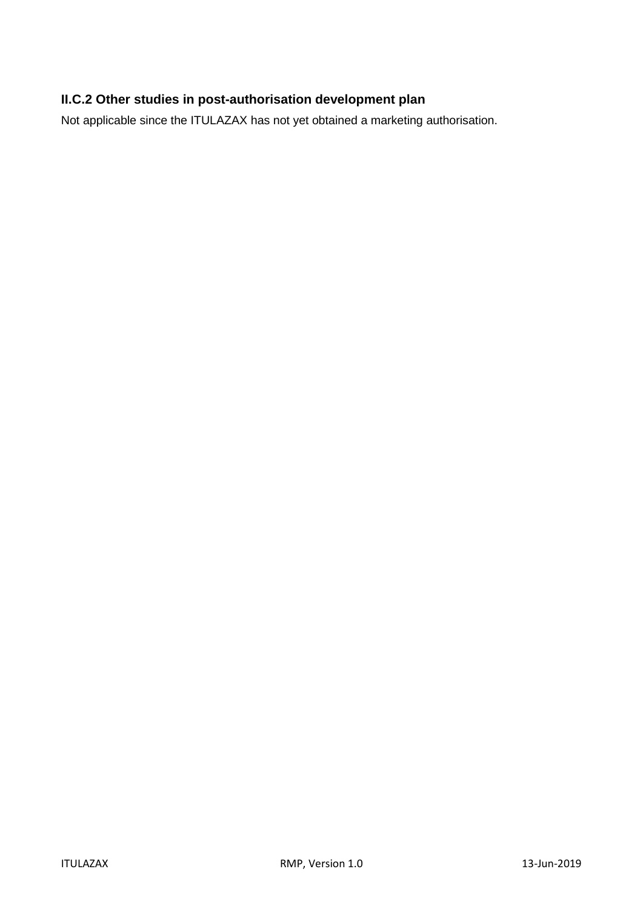### II.C.2 Other studies in post-authorisation development plan

Not applicable since the ITULAZAX has not yet obtained a marketing authorisation.